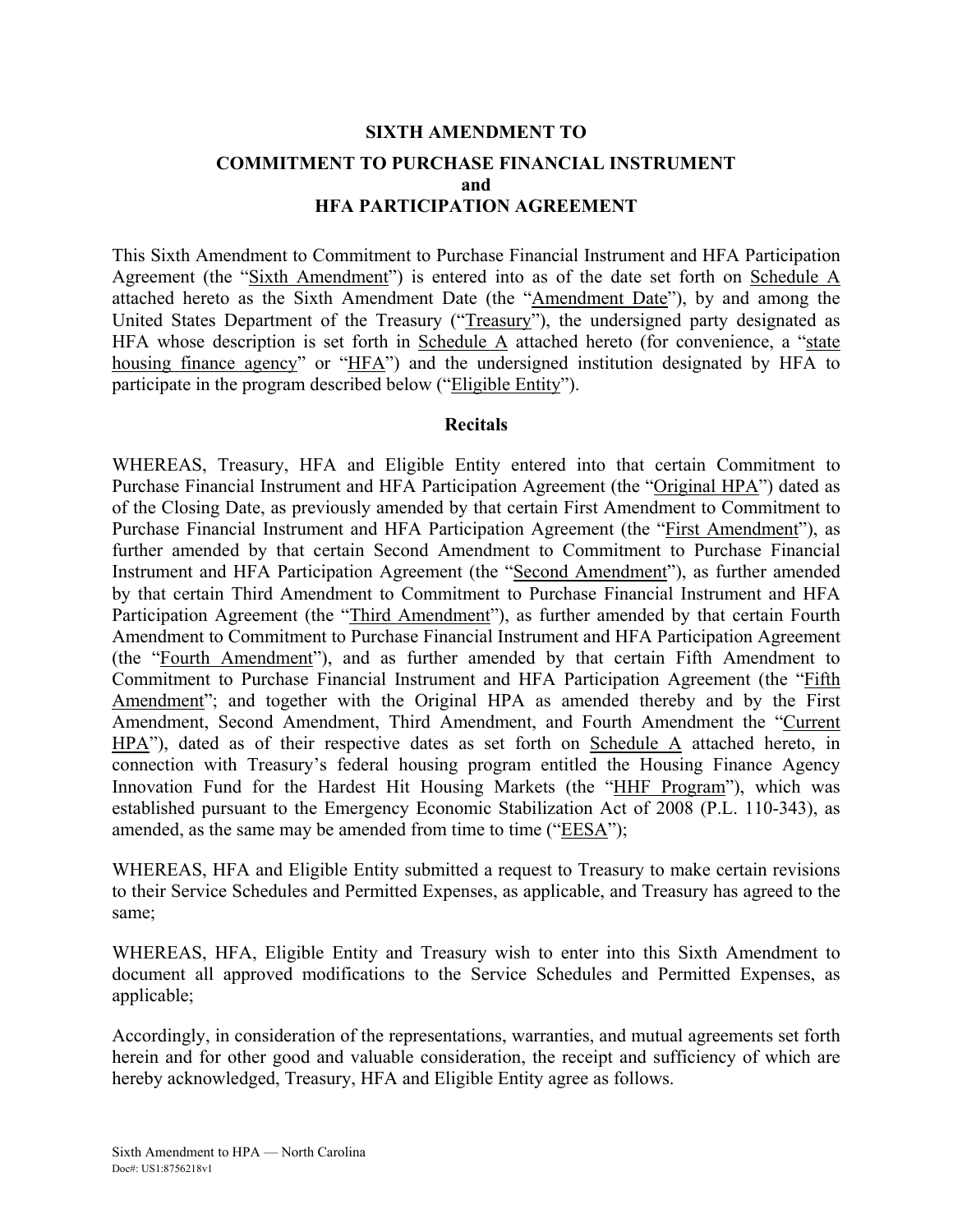# SIXTH AMENDMENT TO
# COMMITMENT TO PURCHASE FINANCIAL INSTRUMENT
# and
# HFA PARTICIPATION AGREEMENT

This Sixth Amendment to Commitment to Purchase Financial Instrument and HFA Participation Agreement (the "Sixth Amendment") is entered into as of the date set forth on Schedule A attached hereto as the Sixth Amendment Date (the "Amendment Date"), by and among the United States Department of the Treasury ("Treasury"), the undersigned party designated as HFA whose description is set forth in Schedule A attached hereto (for convenience, a "state housing finance agency" or "HFA") and the undersigned institution designated by HFA to participate in the program described below ("Eligible Entity").

## Recitals

WHEREAS, Treasury, HFA and Eligible Entity entered into that certain Commitment to Purchase Financial Instrument and HFA Participation Agreement (the "Original HPA") dated as of the Closing Date, as previously amended by that certain First Amendment to Commitment to Purchase Financial Instrument and HFA Participation Agreement (the "First Amendment"), as further amended by that certain Second Amendment to Commitment to Purchase Financial Instrument and HFA Participation Agreement (the "Second Amendment"), as further amended by that certain Third Amendment to Commitment to Purchase Financial Instrument and HFA Participation Agreement (the "Third Amendment"), as further amended by that certain Fourth Amendment to Commitment to Purchase Financial Instrument and HFA Participation Agreement (the "Fourth Amendment"), and as further amended by that certain Fifth Amendment to Commitment to Purchase Financial Instrument and HFA Participation Agreement (the "Fifth Amendment"; and together with the Original HPA as amended thereby and by the First Amendment, Second Amendment, Third Amendment, and Fourth Amendment the "Current HPA"), dated as of their respective dates as set forth on Schedule A attached hereto, in connection with Treasury's federal housing program entitled the Housing Finance Agency Innovation Fund for the Hardest Hit Housing Markets (the "HHF Program"), which was established pursuant to the Emergency Economic Stabilization Act of 2008 (P.L. 110-343), as amended, as the same may be amended from time to time ("EESA");

WHEREAS, HFA and Eligible Entity submitted a request to Treasury to make certain revisions to their Service Schedules and Permitted Expenses, as applicable, and Treasury has agreed to the same;

WHEREAS, HFA, Eligible Entity and Treasury wish to enter into this Sixth Amendment to document all approved modifications to the Service Schedules and Permitted Expenses, as applicable;

Accordingly, in consideration of the representations, warranties, and mutual agreements set forth herein and for other good and valuable consideration, the receipt and sufficiency of which are hereby acknowledged, Treasury, HFA and Eligible Entity agree as follows.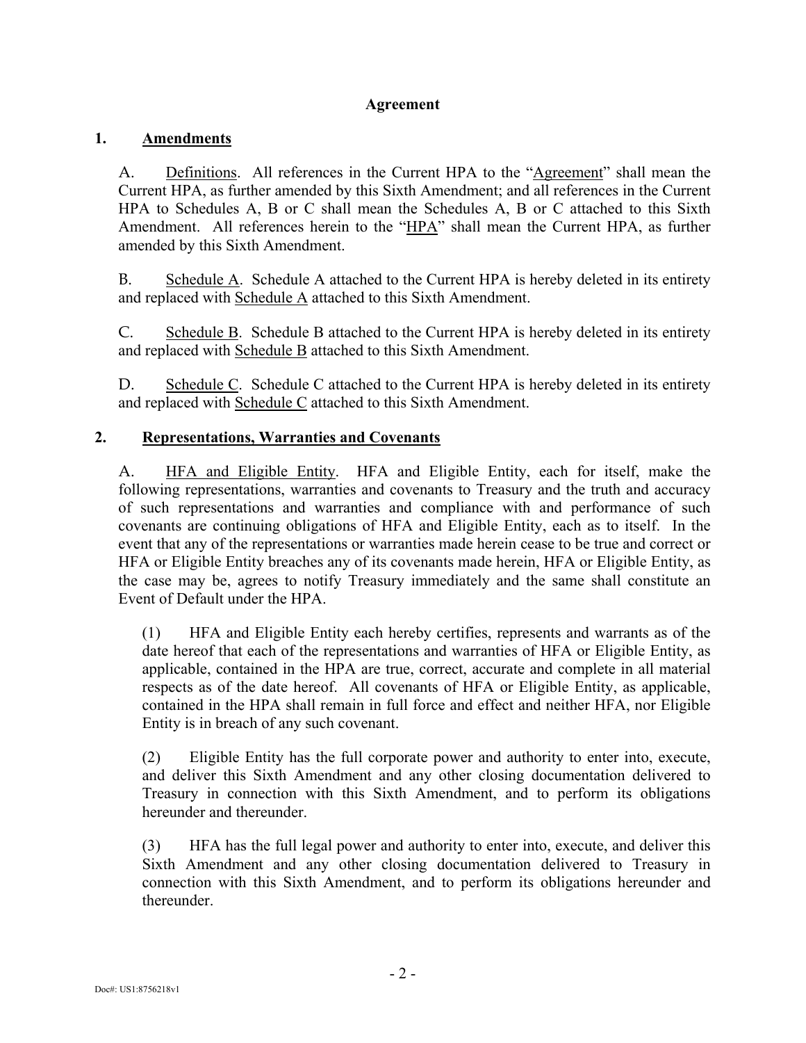## Agreement

### 1. Amendments

A. Definitions. All references in the Current HPA to the "Agreement" shall mean the Current HPA, as further amended by this Sixth Amendment; and all references in the Current HPA to Schedules A, B or C shall mean the Schedules A, B or C attached to this Sixth Amendment. All references herein to the "HPA" shall mean the Current HPA, as further amended by this Sixth Amendment.

B. Schedule A. Schedule A attached to the Current HPA is hereby deleted in its entirety and replaced with Schedule A attached to this Sixth Amendment.

C. Schedule B. Schedule B attached to the Current HPA is hereby deleted in its entirety and replaced with Schedule B attached to this Sixth Amendment.

D. Schedule C. Schedule C attached to the Current HPA is hereby deleted in its entirety and replaced with Schedule C attached to this Sixth Amendment.

### 2. Representations, Warranties and Covenants

A. HFA and Eligible Entity. HFA and Eligible Entity, each for itself, make the following representations, warranties and covenants to Treasury and the truth and accuracy of such representations and warranties and compliance with and performance of such covenants are continuing obligations of HFA and Eligible Entity, each as to itself. In the event that any of the representations or warranties made herein cease to be true and correct or HFA or Eligible Entity breaches any of its covenants made herein, HFA or Eligible Entity, as the case may be, agrees to notify Treasury immediately and the same shall constitute an Event of Default under the HPA.

(1) HFA and Eligible Entity each hereby certifies, represents and warrants as of the date hereof that each of the representations and warranties of HFA or Eligible Entity, as applicable, contained in the HPA are true, correct, accurate and complete in all material respects as of the date hereof. All covenants of HFA or Eligible Entity, as applicable, contained in the HPA shall remain in full force and effect and neither HFA, nor Eligible Entity is in breach of any such covenant.

(2) Eligible Entity has the full corporate power and authority to enter into, execute, and deliver this Sixth Amendment and any other closing documentation delivered to Treasury in connection with this Sixth Amendment, and to perform its obligations hereunder and thereunder.

(3) HFA has the full legal power and authority to enter into, execute, and deliver this Sixth Amendment and any other closing documentation delivered to Treasury in connection with this Sixth Amendment, and to perform its obligations hereunder and thereunder.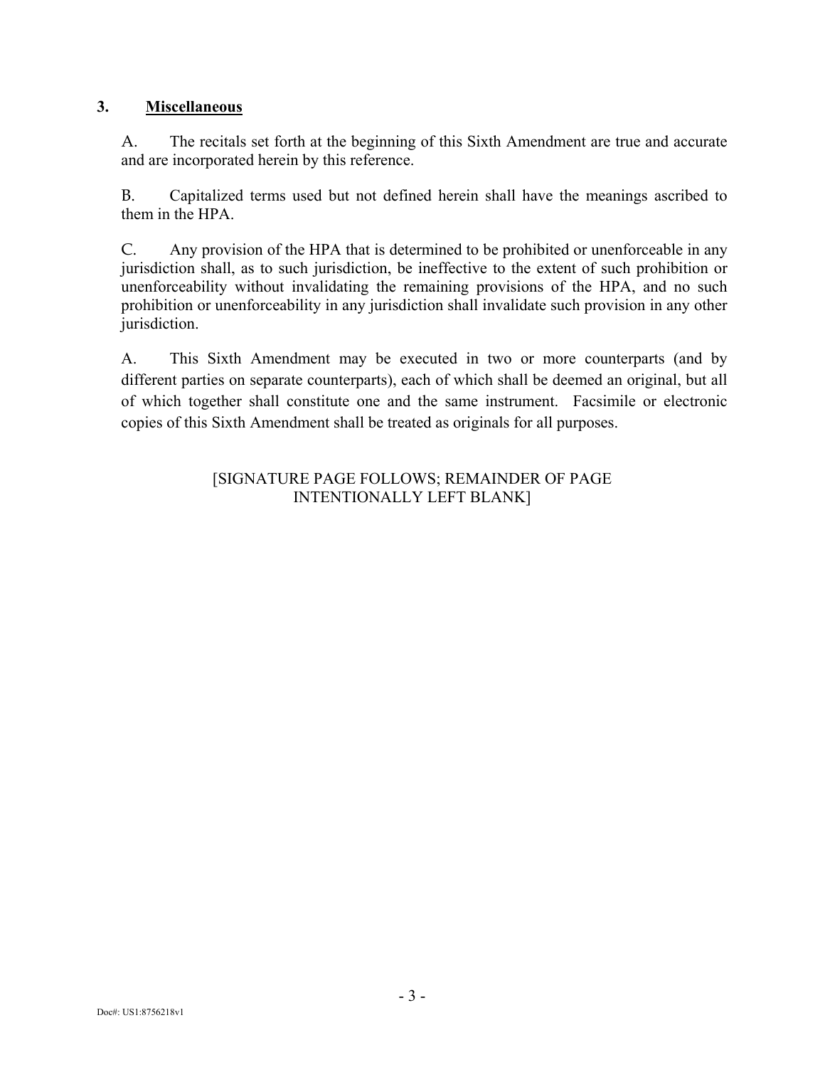### 3. **Miscellaneous**

A. The recitals set forth at the beginning of this Sixth Amendment are true and accurate and are incorporated herein by this reference.

B. Capitalized terms used but not defined herein shall have the meanings ascribed to them in the HPA.

C. Any provision of the HPA that is determined to be prohibited or unenforceable in any jurisdiction shall, as to such jurisdiction, be ineffective to the extent of such prohibition or unenforceability without invalidating the remaining provisions of the HPA, and no such prohibition or unenforceability in any jurisdiction shall invalidate such provision in any other jurisdiction.

A. This Sixth Amendment may be executed in two or more counterparts (and by different parties on separate counterparts), each of which shall be deemed an original, but all of which together shall constitute one and the same instrument. Facsimile or electronic copies of this Sixth Amendment shall be treated as originals for all purposes.

[SIGNATURE PAGE FOLLOWS; REMAINDER OF PAGE INTENTIONALLY LEFT BLANK]

Doc#: US1:8756218v1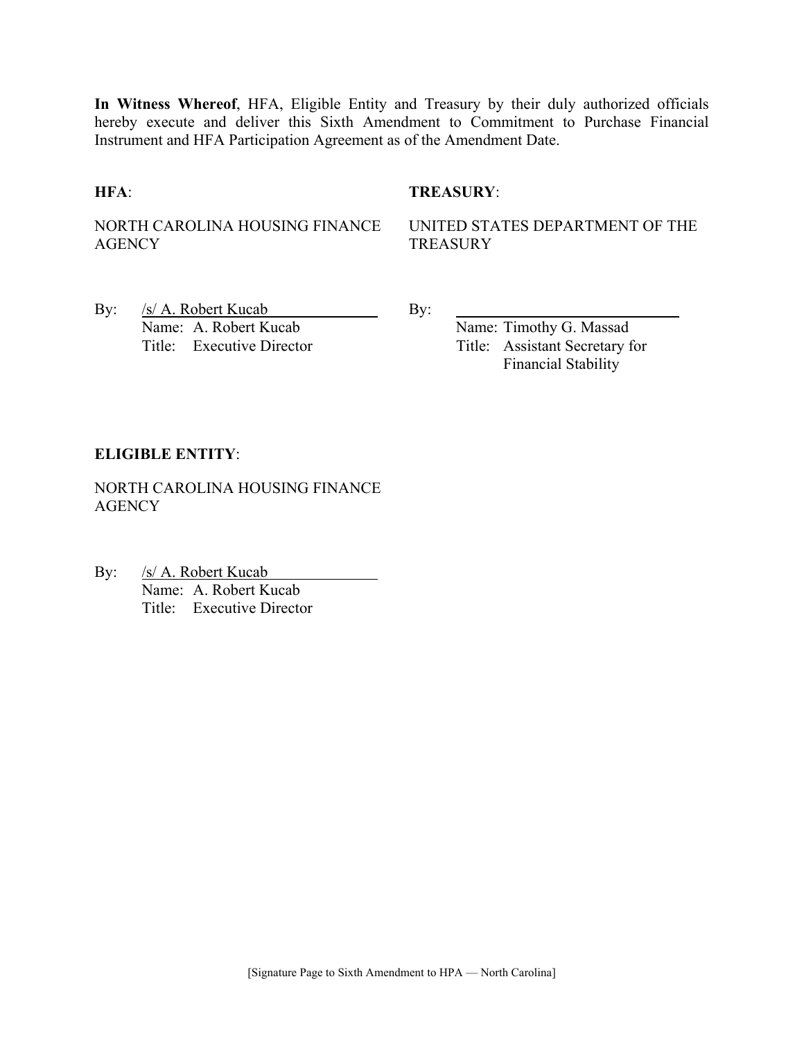**In Witness Whereof**, HFA, Eligible Entity and Treasury by their duly authorized officials hereby execute and deliver this Sixth Amendment to Commitment to Purchase Financial Instrument and HFA Participation Agreement as of the Amendment Date.

**HFA**:

NORTH CAROLINA HOUSING FINANCE AGENCY

By: /s/ A. Robert Kucab
Name: A. Robert Kucab
Title: Executive Director

**TREASURY**:

UNITED STATES DEPARTMENT OF THE TREASURY

By: ______________________________
Name: Timothy G. Massad
Title: Assistant Secretary for Financial Stability

**ELIGIBLE ENTITY**:

NORTH CAROLINA HOUSING FINANCE AGENCY

By: /s/ A. Robert Kucab
Name: A. Robert Kucab
Title: Executive Director

[Signature Page to Sixth Amendment to HPA — North Carolina]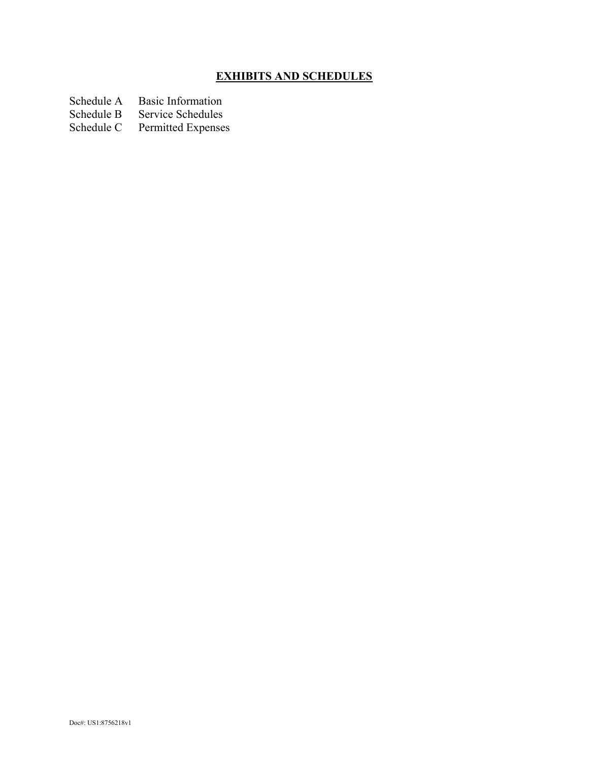## EXHIBITS AND SCHEDULES

Schedule A Basic Information
Schedule B Service Schedules
Schedule C Permitted Expenses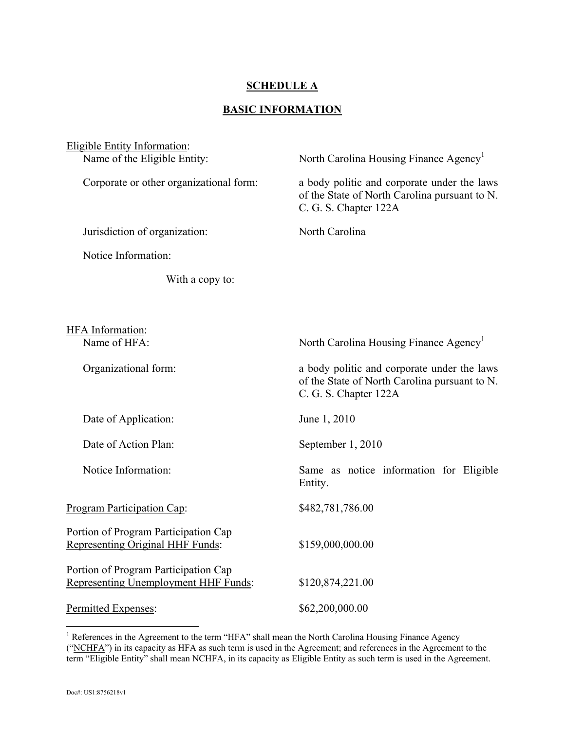**SCHEDULE A**

**BASIC INFORMATION**

Eligible Entity Information:

| | |
|---|---|
| Name of the Eligible Entity: | North Carolina Housing Finance Agency[1] |
| Corporate or other organizational form: | a body politic and corporate under the laws of the State of North Carolina pursuant to N. C. G. S. Chapter 122A |
| Jurisdiction of organization: | North Carolina |
| Notice Information: | |
| With a copy to: | |

HFA Information:

| | |
|---|---|
| Name of HFA: | North Carolina Housing Finance Agency[1] |
| Organizational form: | a body politic and corporate under the laws of the State of North Carolina pursuant to N. C. G. S. Chapter 122A |
| Date of Application: | June 1, 2010 |
| Date of Action Plan: | September 1, 2010 |
| Notice Information: | Same as notice information for Eligible Entity. |

| | |
|---|---|
| Program Participation Cap: | $482,781,786.00 |
| Portion of Program Participation Cap Representing Original HHF Funds: | $159,000,000.00 |
| Portion of Program Participation Cap Representing Unemployment HHF Funds: | $120,874,221.00 |
| Permitted Expenses: | $62,200,000.00 |

[1] References in the Agreement to the term "HFA" shall mean the North Carolina Housing Finance Agency ("NCHFA") in its capacity as HFA as such term is used in the Agreement; and references in the Agreement to the term "Eligible Entity" shall mean NCHFA, in its capacity as Eligible Entity as such term is used in the Agreement.

Doc#: US1:8756218v1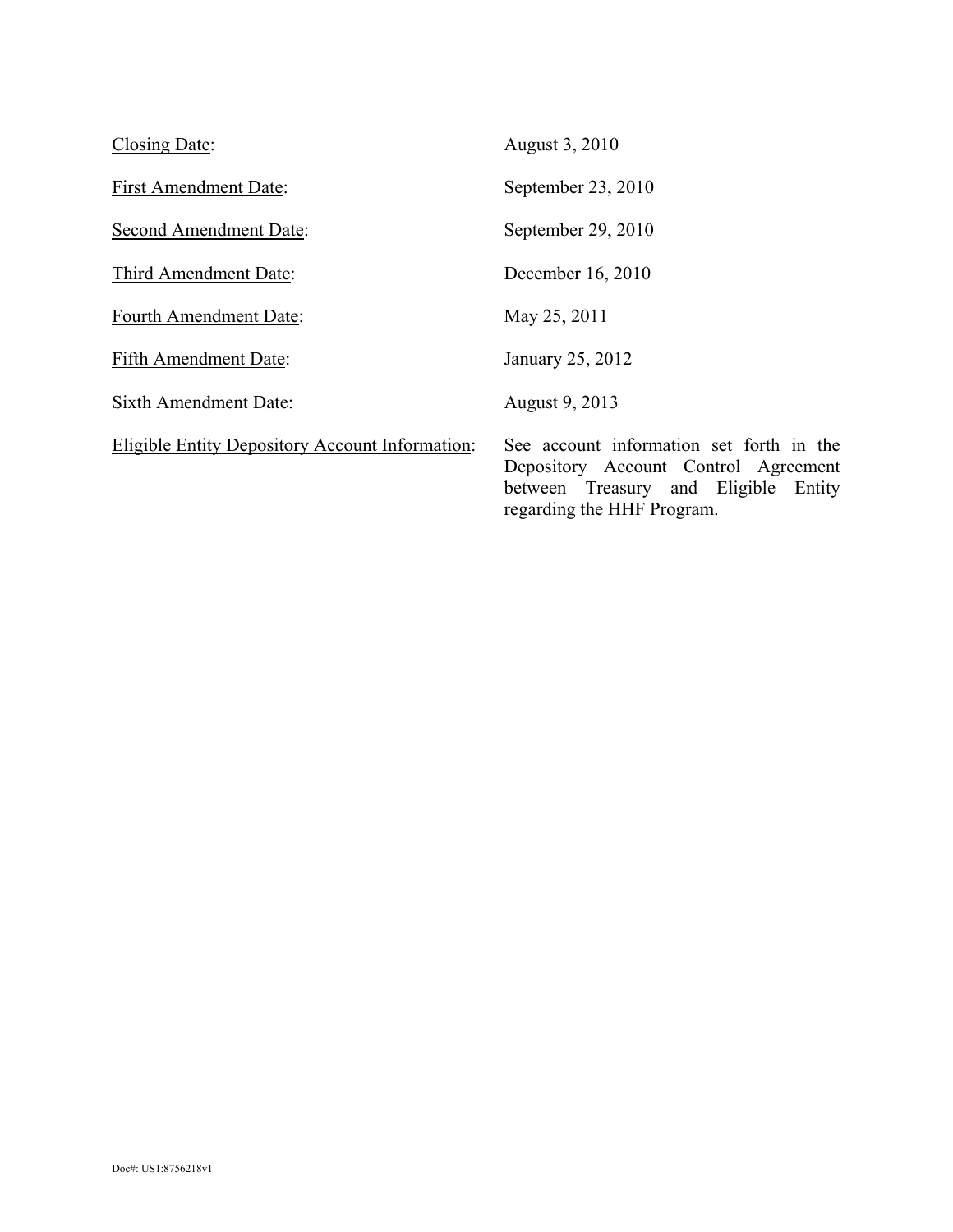| | |
|---|---|
| Closing Date: | August 3, 2010 |
| First Amendment Date: | September 23, 2010 |
| Second Amendment Date: | September 29, 2010 |
| Third Amendment Date: | December 16, 2010 |
| Fourth Amendment Date: | May 25, 2011 |
| Fifth Amendment Date: | January 25, 2012 |
| Sixth Amendment Date: | August 9, 2013 |
| Eligible Entity Depository Account Information: | See account information set forth in the Depository Account Control Agreement between Treasury and Eligible Entity regarding the HHF Program. |

Doc#: US1:8756218v1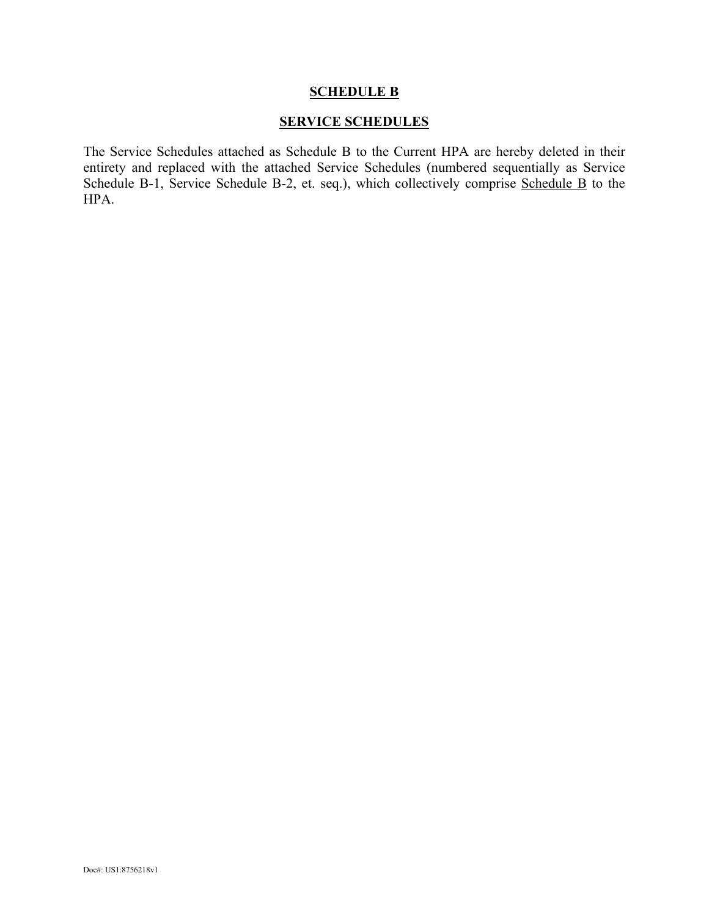# SCHEDULE B

## SERVICE SCHEDULES

The Service Schedules attached as Schedule B to the Current HPA are hereby deleted in their entirety and replaced with the attached Service Schedules (numbered sequentially as Service Schedule B-1, Service Schedule B-2, et. seq.), which collectively comprise Schedule B to the HPA.

Doc#: US1:8756218v1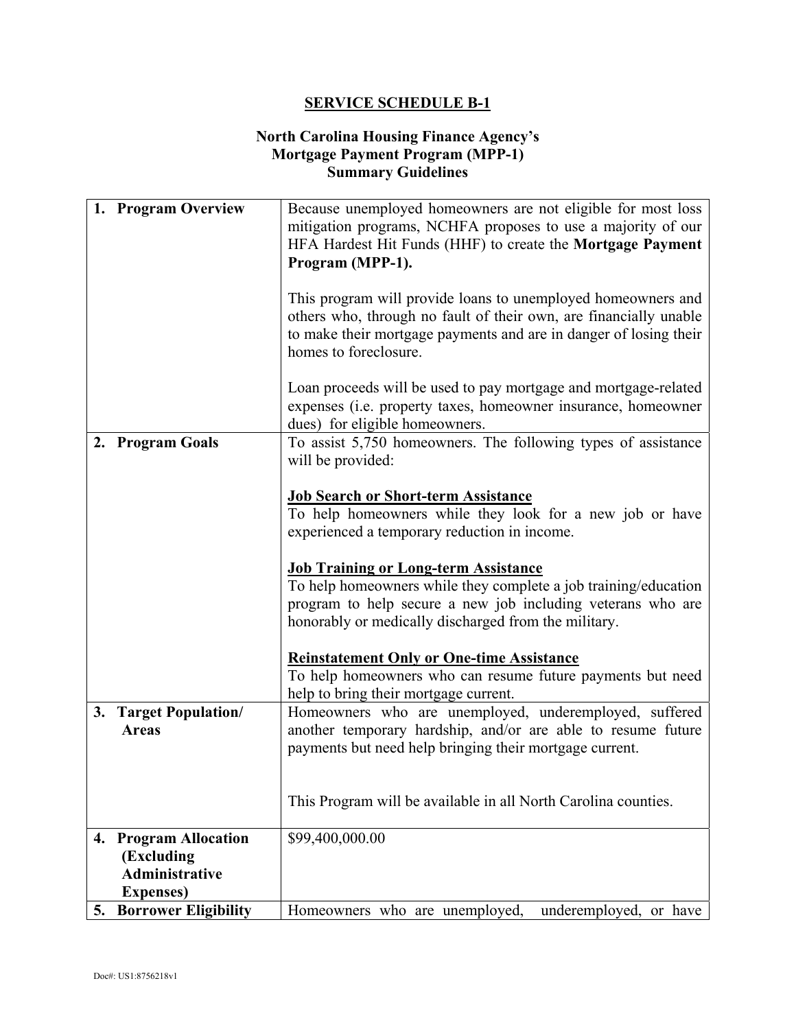# SERVICE SCHEDULE B-1

## North Carolina Housing Finance Agency's Mortgage Payment Program (MPP-1) Summary Guidelines

| | |
|---|---|
| **1. Program Overview** | Because unemployed homeowners are not eligible for most loss mitigation programs, NCHFA proposes to use a majority of our HFA Hardest Hit Funds (HHF) to create the **Mortgage Payment Program (MPP-1).**<br><br>This program will provide loans to unemployed homeowners and others who, through no fault of their own, are financially unable to make their mortgage payments and are in danger of losing their homes to foreclosure.<br><br>Loan proceeds will be used to pay mortgage and mortgage-related expenses (i.e. property taxes, homeowner insurance, homeowner dues) for eligible homeowners. |
| **2. Program Goals** | To assist 5,750 homeowners. The following types of assistance will be provided:<br><br>**<u>Job Search or Short-term Assistance</u>**<br>To help homeowners while they look for a new job or have experienced a temporary reduction in income.<br><br>**<u>Job Training or Long-term Assistance</u>**<br>To help homeowners while they complete a job training/education program to help secure a new job including veterans who are honorably or medically discharged from the military.<br><br>**<u>Reinstatement Only or One-time Assistance</u>**<br>To help homeowners who can resume future payments but need help to bring their mortgage current. |
| **3. Target Population/ Areas** | Homeowners who are unemployed, underemployed, suffered another temporary hardship, and/or are able to resume future payments but need help bringing their mortgage current.<br><br>This Program will be available in all North Carolina counties. |
| **4. Program Allocation (Excluding Administrative Expenses)** | $99,400,000.00 |
| **5. Borrower Eligibility** | Homeowners who are unemployed, underemployed, or have |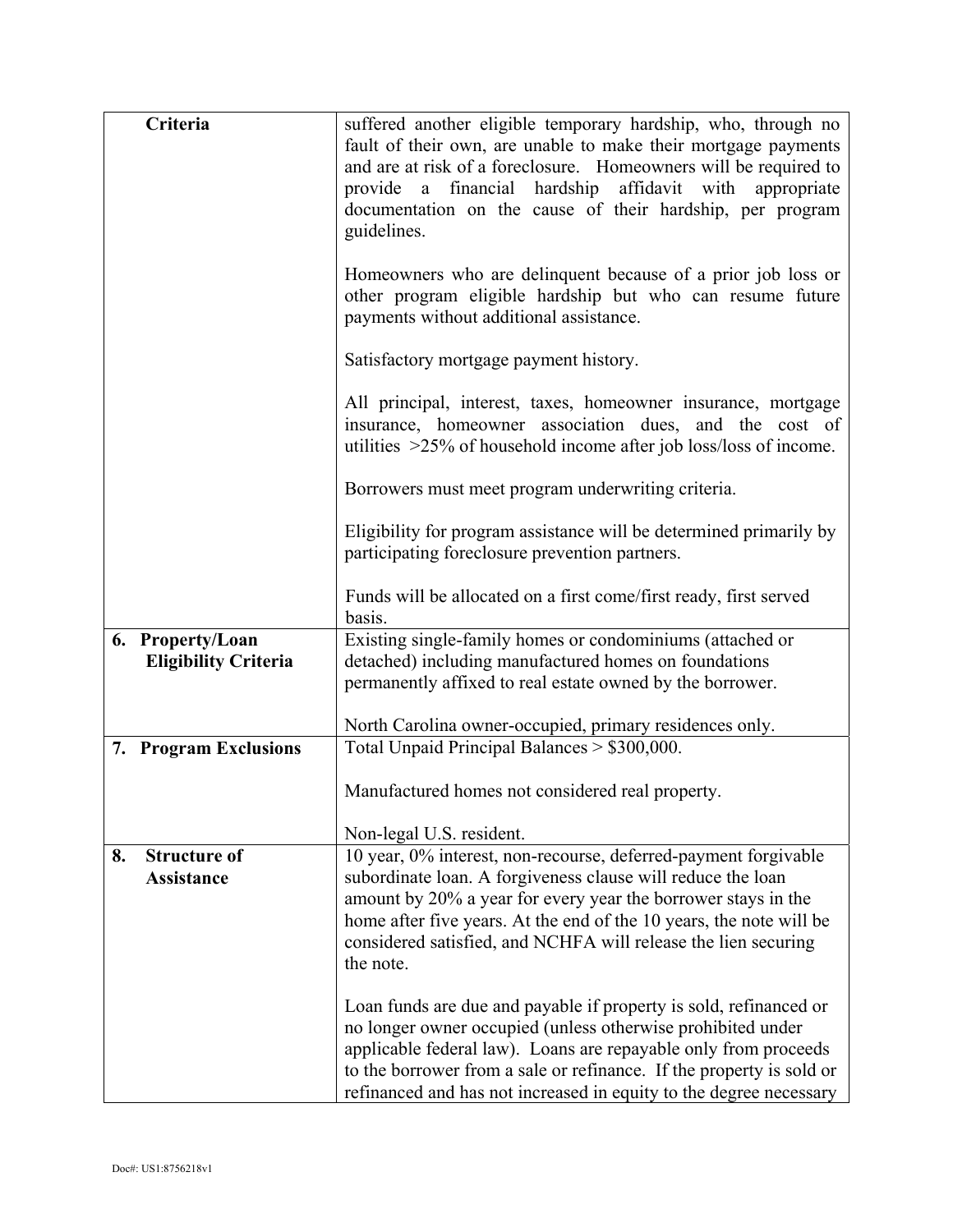| Criteria | suffered another eligible temporary hardship, who, through no fault of their own, are unable to make their mortgage payments and are at risk of a foreclosure. Homeowners will be required to provide a financial hardship affidavit with appropriate documentation on the cause of their hardship, per program guidelines.<br><br>Homeowners who are delinquent because of a prior job loss or other program eligible hardship but who can resume future payments without additional assistance.<br><br>Satisfactory mortgage payment history.<br><br>All principal, interest, taxes, homeowner insurance, mortgage insurance, homeowner association dues, and the cost of utilities >25% of household income after job loss/loss of income.<br><br>Borrowers must meet program underwriting criteria.<br><br>Eligibility for program assistance will be determined primarily by participating foreclosure prevention partners.<br><br>Funds will be allocated on a first come/first ready, first served basis. |
|---|---|
| **6. Property/Loan Eligibility Criteria** | Existing single-family homes or condominiums (attached or detached) including manufactured homes on foundations permanently affixed to real estate owned by the borrower.<br><br>North Carolina owner-occupied, primary residences only. |
| **7. Program Exclusions** | Total Unpaid Principal Balances > $300,000.<br><br>Manufactured homes not considered real property.<br><br>Non-legal U.S. resident. |
| **8. Structure of Assistance** | 10 year, 0% interest, non-recourse, deferred-payment forgivable subordinate loan. A forgiveness clause will reduce the loan amount by 20% a year for every year the borrower stays in the home after five years. At the end of the 10 years, the note will be considered satisfied, and NCHFA will release the lien securing the note.<br><br>Loan funds are due and payable if property is sold, refinanced or no longer owner occupied (unless otherwise prohibited under applicable federal law). Loans are repayable only from proceeds to the borrower from a sale or refinance. If the property is sold or refinanced and has not increased in equity to the degree necessary |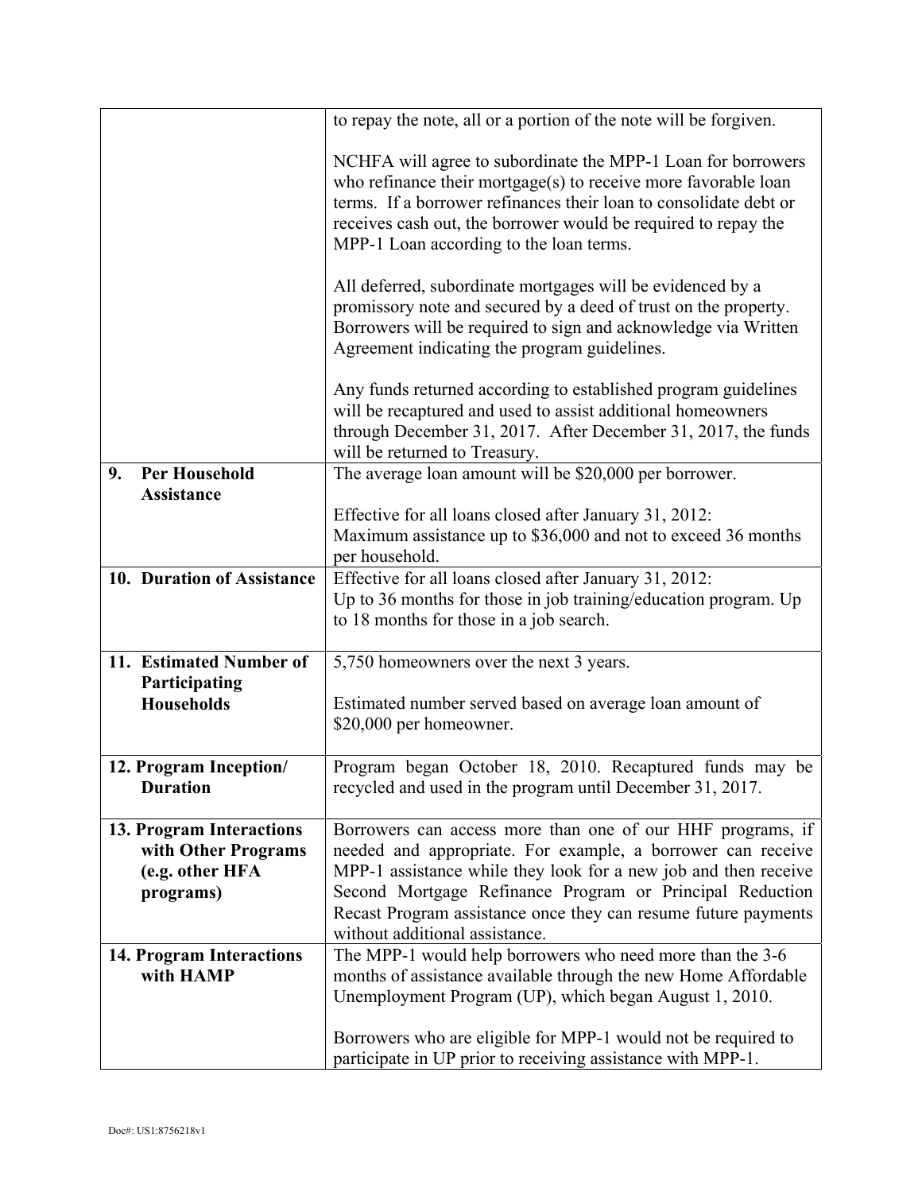| | |
|---|---|
| | to repay the note, all or a portion of the note will be forgiven.<br><br>NCHFA will agree to subordinate the MPP-1 Loan for borrowers who refinance their mortgage(s) to receive more favorable loan terms. If a borrower refinances their loan to consolidate debt or receives cash out, the borrower would be required to repay the MPP-1 Loan according to the loan terms.<br><br>All deferred, subordinate mortgages will be evidenced by a promissory note and secured by a deed of trust on the property. Borrowers will be required to sign and acknowledge via Written Agreement indicating the program guidelines.<br><br>Any funds returned according to established program guidelines will be recaptured and used to assist additional homeowners through December 31, 2017. After December 31, 2017, the funds will be returned to Treasury. |
| **9. Per Household Assistance** | The average loan amount will be $20,000 per borrower.<br><br>Effective for all loans closed after January 31, 2012:<br>Maximum assistance up to $36,000 and not to exceed 36 months per household. |
| **10. Duration of Assistance** | Effective for all loans closed after January 31, 2012:<br>Up to 36 months for those in job training/education program. Up to 18 months for those in a job search. |
| **11. Estimated Number of Participating Households** | 5,750 homeowners over the next 3 years.<br><br>Estimated number served based on average loan amount of $20,000 per homeowner. |
| **12. Program Inception/ Duration** | Program began October 18, 2010. Recaptured funds may be recycled and used in the program until December 31, 2017. |
| **13. Program Interactions with Other Programs (e.g. other HFA programs)** | Borrowers can access more than one of our HHF programs, if needed and appropriate. For example, a borrower can receive MPP-1 assistance while they look for a new job and then receive Second Mortgage Refinance Program or Principal Reduction Recast Program assistance once they can resume future payments without additional assistance. |
| **14. Program Interactions with HAMP** | The MPP-1 would help borrowers who need more than the 3-6 months of assistance available through the new Home Affordable Unemployment Program (UP), which began August 1, 2010.<br><br>Borrowers who are eligible for MPP-1 would not be required to participate in UP prior to receiving assistance with MPP-1. |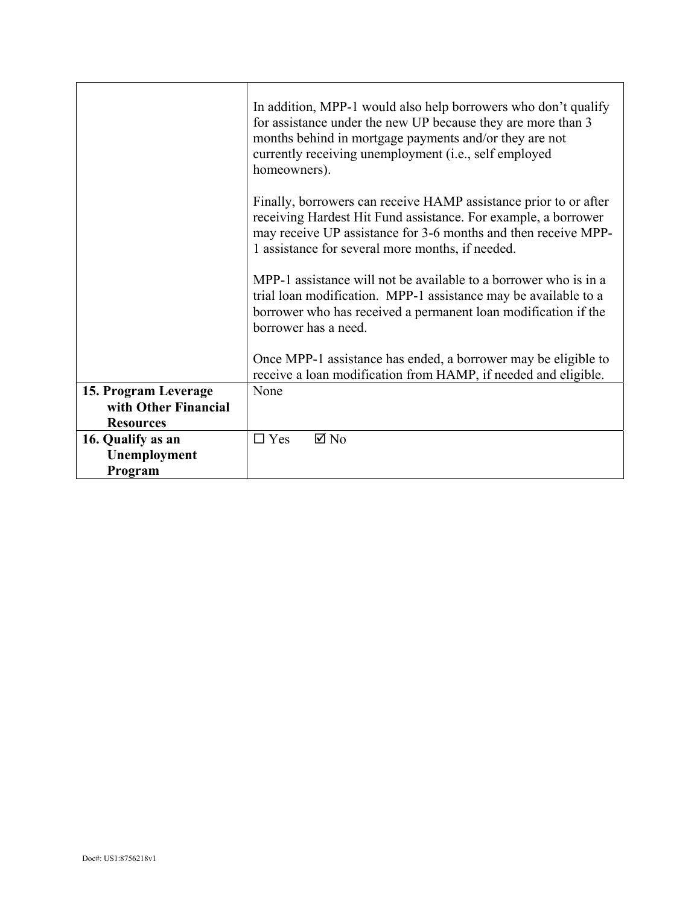| | |
|---|---|
| | In addition, MPP-1 would also help borrowers who don't qualify for assistance under the new UP because they are more than 3 months behind in mortgage payments and/or they are not currently receiving unemployment (i.e., self employed homeowners).<br><br>Finally, borrowers can receive HAMP assistance prior to or after receiving Hardest Hit Fund assistance. For example, a borrower may receive UP assistance for 3-6 months and then receive MPP-1 assistance for several more months, if needed.<br><br>MPP-1 assistance will not be available to a borrower who is in a trial loan modification. MPP-1 assistance may be available to a borrower who has received a permanent loan modification if the borrower has a need.<br><br>Once MPP-1 assistance has ended, a borrower may be eligible to receive a loan modification from HAMP, if needed and eligible. |
| **15. Program Leverage with Other Financial Resources** | None |
| **16. Qualify as an Unemployment Program** | ☐ Yes ☑ No |

Doc#: US1:8756218v1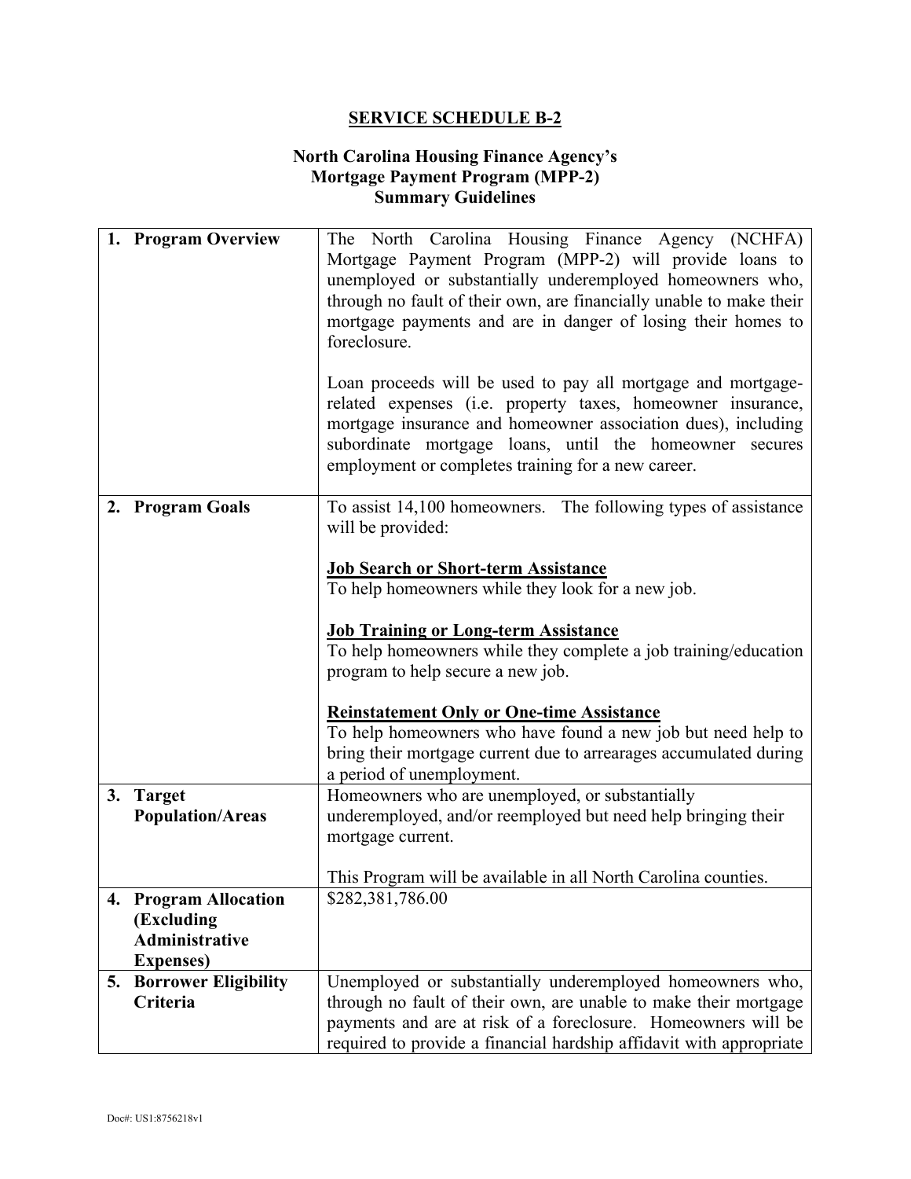## SERVICE SCHEDULE B-2

### North Carolina Housing Finance Agency's Mortgage Payment Program (MPP-2) Summary Guidelines

| | |
|---|---|
| **1. Program Overview** | The North Carolina Housing Finance Agency (NCHFA) Mortgage Payment Program (MPP-2) will provide loans to unemployed or substantially underemployed homeowners who, through no fault of their own, are financially unable to make their mortgage payments and are in danger of losing their homes to foreclosure.<br><br>Loan proceeds will be used to pay all mortgage and mortgage-related expenses (i.e. property taxes, homeowner insurance, mortgage insurance and homeowner association dues), including subordinate mortgage loans, until the homeowner secures employment or completes training for a new career. |
| **2. Program Goals** | To assist 14,100 homeowners. The following types of assistance will be provided:<br><br>**Job Search or Short-term Assistance**<br>To help homeowners while they look for a new job.<br><br>**Job Training or Long-term Assistance**<br>To help homeowners while they complete a job training/education program to help secure a new job.<br><br>**Reinstatement Only or One-time Assistance**<br>To help homeowners who have found a new job but need help to bring their mortgage current due to arrearages accumulated during a period of unemployment. |
| **3. Target Population/Areas** | Homeowners who are unemployed, or substantially underemployed, and/or reemployed but need help bringing their mortgage current.<br><br>This Program will be available in all North Carolina counties. |
| **4. Program Allocation (Excluding Administrative Expenses)** | $282,381,786.00 |
| **5. Borrower Eligibility Criteria** | Unemployed or substantially underemployed homeowners who, through no fault of their own, are unable to make their mortgage payments and are at risk of a foreclosure. Homeowners will be required to provide a financial hardship affidavit with appropriate |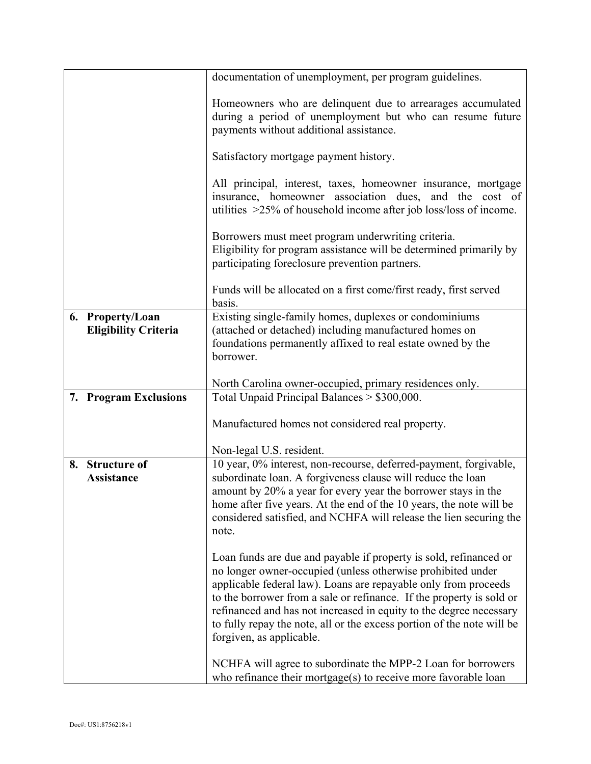| | |
|---|---|
| | documentation of unemployment, per program guidelines.<br><br>Homeowners who are delinquent due to arrearages accumulated during a period of unemployment but who can resume future payments without additional assistance.<br><br>Satisfactory mortgage payment history.<br><br>All principal, interest, taxes, homeowner insurance, mortgage insurance, homeowner association dues, and the cost of utilities >25% of household income after job loss/loss of income.<br><br>Borrowers must meet program underwriting criteria.<br>Eligibility for program assistance will be determined primarily by participating foreclosure prevention partners.<br><br>Funds will be allocated on a first come/first ready, first served basis. |
| **6. Property/Loan Eligibility Criteria** | Existing single-family homes, duplexes or condominiums (attached or detached) including manufactured homes on foundations permanently affixed to real estate owned by the borrower.<br><br>North Carolina owner-occupied, primary residences only. |
| **7. Program Exclusions** | Total Unpaid Principal Balances > $300,000.<br><br>Manufactured homes not considered real property.<br><br>Non-legal U.S. resident. |
| **8. Structure of Assistance** | 10 year, 0% interest, non-recourse, deferred-payment, forgivable, subordinate loan. A forgiveness clause will reduce the loan amount by 20% a year for every year the borrower stays in the home after five years. At the end of the 10 years, the note will be considered satisfied, and NCHFA will release the lien securing the note.<br><br>Loan funds are due and payable if property is sold, refinanced or no longer owner-occupied (unless otherwise prohibited under applicable federal law). Loans are repayable only from proceeds to the borrower from a sale or refinance. If the property is sold or refinanced and has not increased in equity to the degree necessary to fully repay the note, all or the excess portion of the note will be forgiven, as applicable.<br><br>NCHFA will agree to subordinate the MPP-2 Loan for borrowers who refinance their mortgage(s) to receive more favorable loan |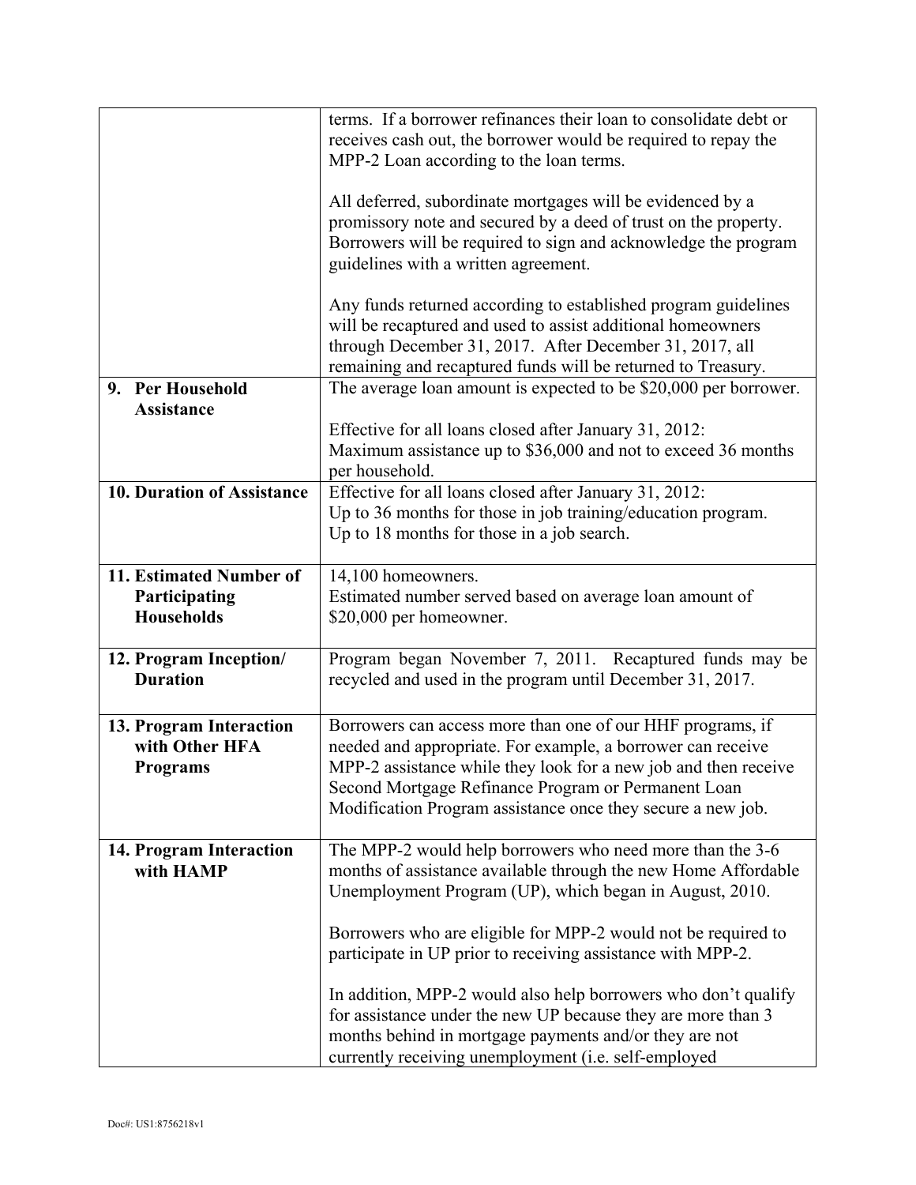| | |
|---|---|
| | terms. If a borrower refinances their loan to consolidate debt or receives cash out, the borrower would be required to repay the MPP-2 Loan according to the loan terms.<br><br>All deferred, subordinate mortgages will be evidenced by a promissory note and secured by a deed of trust on the property. Borrowers will be required to sign and acknowledge the program guidelines with a written agreement.<br><br>Any funds returned according to established program guidelines will be recaptured and used to assist additional homeowners through December 31, 2017. After December 31, 2017, all remaining and recaptured funds will be returned to Treasury. |
| **9. Per Household Assistance** | The average loan amount is expected to be $20,000 per borrower.<br><br>Effective for all loans closed after January 31, 2012:<br>Maximum assistance up to $36,000 and not to exceed 36 months per household. |
| **10. Duration of Assistance** | Effective for all loans closed after January 31, 2012:<br>Up to 36 months for those in job training/education program.<br>Up to 18 months for those in a job search. |
| **11. Estimated Number of Participating Households** | 14,100 homeowners.<br>Estimated number served based on average loan amount of $20,000 per homeowner. |
| **12. Program Inception/ Duration** | Program began November 7, 2011. Recaptured funds may be recycled and used in the program until December 31, 2017. |
| **13. Program Interaction with Other HFA Programs** | Borrowers can access more than one of our HHF programs, if needed and appropriate. For example, a borrower can receive MPP-2 assistance while they look for a new job and then receive Second Mortgage Refinance Program or Permanent Loan Modification Program assistance once they secure a new job. |
| **14. Program Interaction with HAMP** | The MPP-2 would help borrowers who need more than the 3-6 months of assistance available through the new Home Affordable Unemployment Program (UP), which began in August, 2010.<br><br>Borrowers who are eligible for MPP-2 would not be required to participate in UP prior to receiving assistance with MPP-2.<br><br>In addition, MPP-2 would also help borrowers who don't qualify for assistance under the new UP because they are more than 3 months behind in mortgage payments and/or they are not currently receiving unemployment (i.e. self-employed |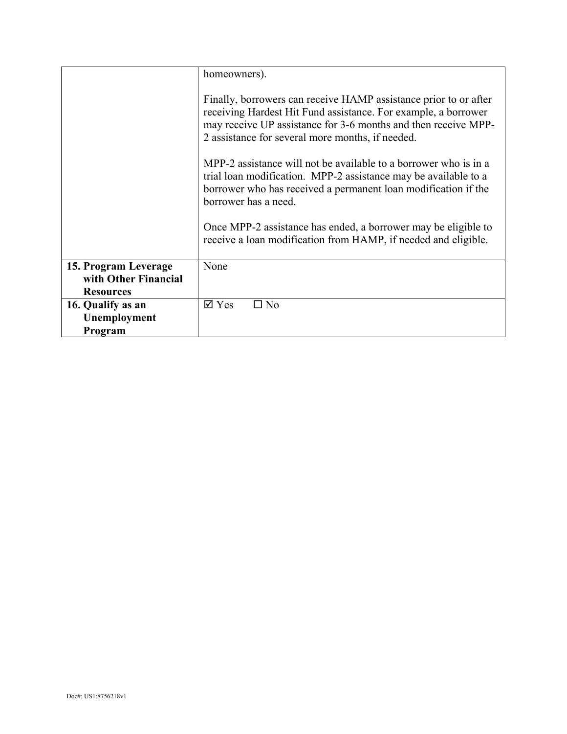| | |
|---|---|
| | homeowners).<br><br>Finally, borrowers can receive HAMP assistance prior to or after receiving Hardest Hit Fund assistance. For example, a borrower may receive UP assistance for 3-6 months and then receive MPP-2 assistance for several more months, if needed.<br><br>MPP-2 assistance will not be available to a borrower who is in a trial loan modification. MPP-2 assistance may be available to a borrower who has received a permanent loan modification if the borrower has a need.<br><br>Once MPP-2 assistance has ended, a borrower may be eligible to receive a loan modification from HAMP, if needed and eligible. |
| **15. Program Leverage with Other Financial Resources** | None |
| **16. Qualify as an Unemployment Program** | ☑ Yes ☐ No |

Doc#: US1:8756218v1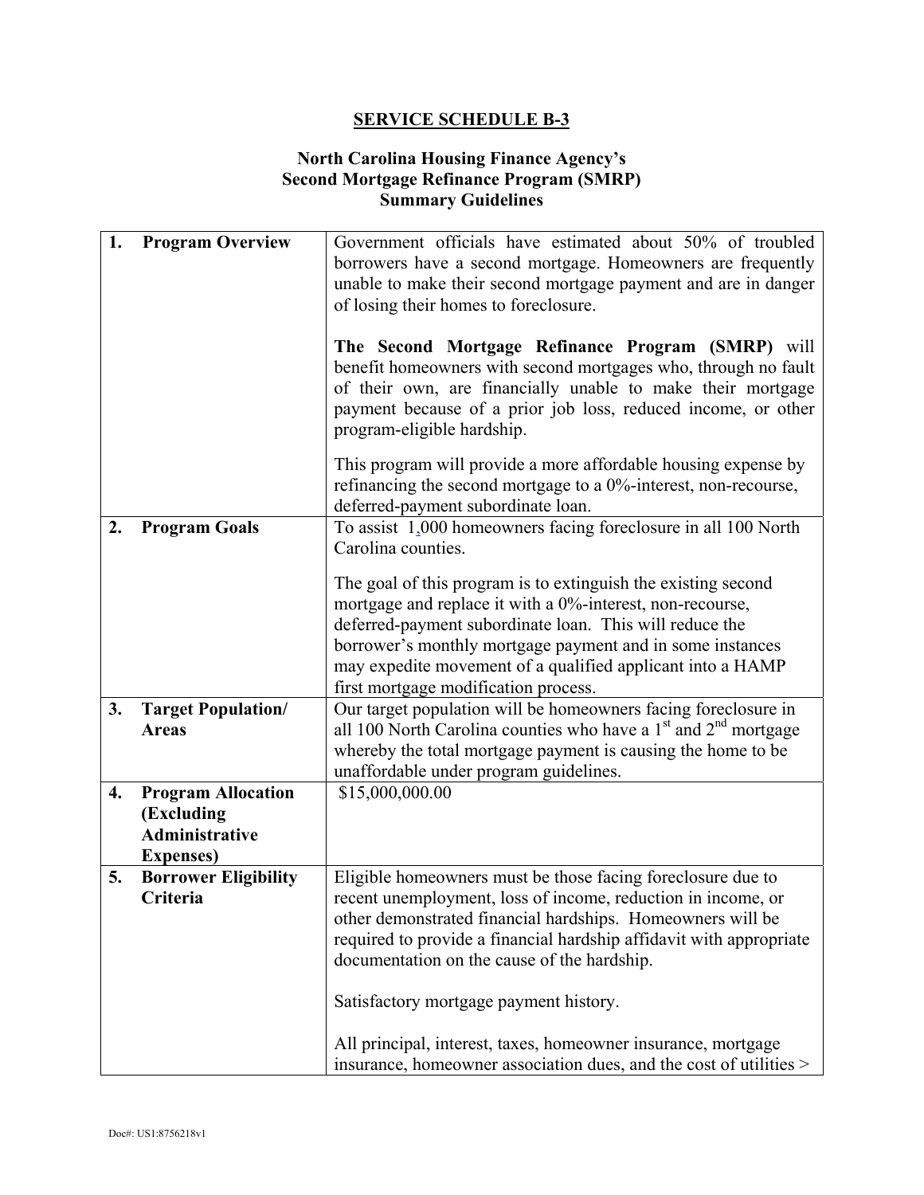## SERVICE SCHEDULE B-3

### North Carolina Housing Finance Agency's Second Mortgage Refinance Program (SMRP) Summary Guidelines

| | |
|---|---|
| **1. Program Overview** | Government officials have estimated about 50% of troubled borrowers have a second mortgage. Homeowners are frequently unable to make their second mortgage payment and are in danger of losing their homes to foreclosure.<br><br>**The Second Mortgage Refinance Program (SMRP)** will benefit homeowners with second mortgages who, through no fault of their own, are financially unable to make their mortgage payment because of a prior job loss, reduced income, or other program-eligible hardship.<br><br>This program will provide a more affordable housing expense by refinancing the second mortgage to a 0%-interest, non-recourse, deferred-payment subordinate loan. |
| **2. Program Goals** | To assist 1,000 homeowners facing foreclosure in all 100 North Carolina counties.<br><br>The goal of this program is to extinguish the existing second mortgage and replace it with a 0%-interest, non-recourse, deferred-payment subordinate loan. This will reduce the borrower's monthly mortgage payment and in some instances may expedite movement of a qualified applicant into a HAMP first mortgage modification process. |
| **3. Target Population/ Areas** | Our target population will be homeowners facing foreclosure in all 100 North Carolina counties who have a 1st and 2nd mortgage whereby the total mortgage payment is causing the home to be unaffordable under program guidelines. |
| **4. Program Allocation (Excluding Administrative Expenses)** | $15,000,000.00 |
| **5. Borrower Eligibility Criteria** | Eligible homeowners must be those facing foreclosure due to recent unemployment, loss of income, reduction in income, or other demonstrated financial hardships. Homeowners will be required to provide a financial hardship affidavit with appropriate documentation on the cause of the hardship.<br><br>Satisfactory mortgage payment history.<br><br>All principal, interest, taxes, homeowner insurance, mortgage insurance, homeowner association dues, and the cost of utilities > |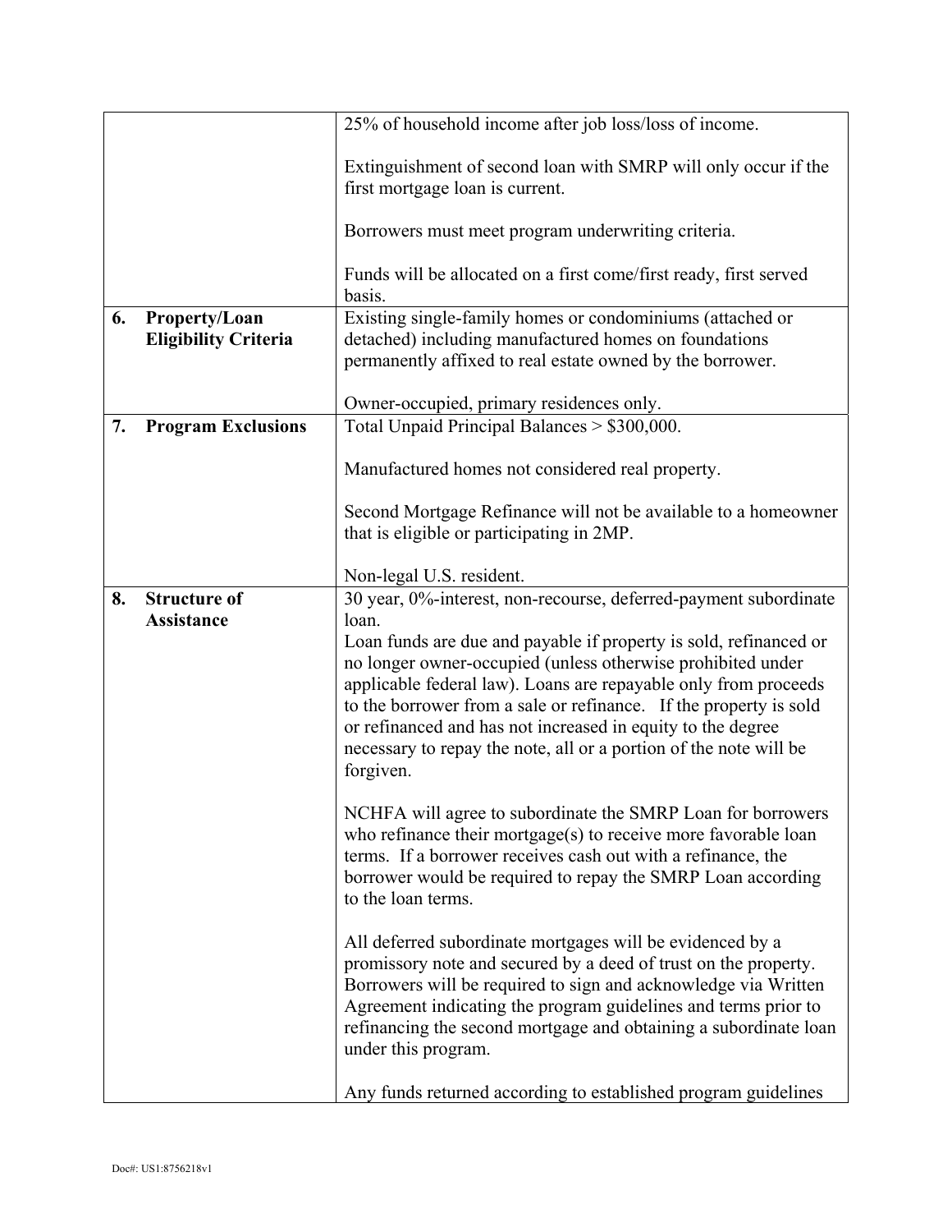| | |
|---|---|
| | 25% of household income after job loss/loss of income.<br><br>Extinguishment of second loan with SMRP will only occur if the first mortgage loan is current.<br><br>Borrowers must meet program underwriting criteria.<br><br>Funds will be allocated on a first come/first ready, first served basis. |
| **6. Property/Loan Eligibility Criteria** | Existing single-family homes or condominiums (attached or detached) including manufactured homes on foundations permanently affixed to real estate owned by the borrower.<br><br>Owner-occupied, primary residences only. |
| **7. Program Exclusions** | Total Unpaid Principal Balances > $300,000.<br><br>Manufactured homes not considered real property.<br><br>Second Mortgage Refinance will not be available to a homeowner that is eligible or participating in 2MP.<br><br>Non-legal U.S. resident. |
| **8. Structure of Assistance** | 30 year, 0%-interest, non-recourse, deferred-payment subordinate loan.<br>Loan funds are due and payable if property is sold, refinanced or no longer owner-occupied (unless otherwise prohibited under applicable federal law). Loans are repayable only from proceeds to the borrower from a sale or refinance. If the property is sold or refinanced and has not increased in equity to the degree necessary to repay the note, all or a portion of the note will be forgiven.<br><br>NCHFA will agree to subordinate the SMRP Loan for borrowers who refinance their mortgage(s) to receive more favorable loan terms. If a borrower receives cash out with a refinance, the borrower would be required to repay the SMRP Loan according to the loan terms.<br><br>All deferred subordinate mortgages will be evidenced by a promissory note and secured by a deed of trust on the property. Borrowers will be required to sign and acknowledge via Written Agreement indicating the program guidelines and terms prior to refinancing the second mortgage and obtaining a subordinate loan under this program.<br><br>Any funds returned according to established program guidelines |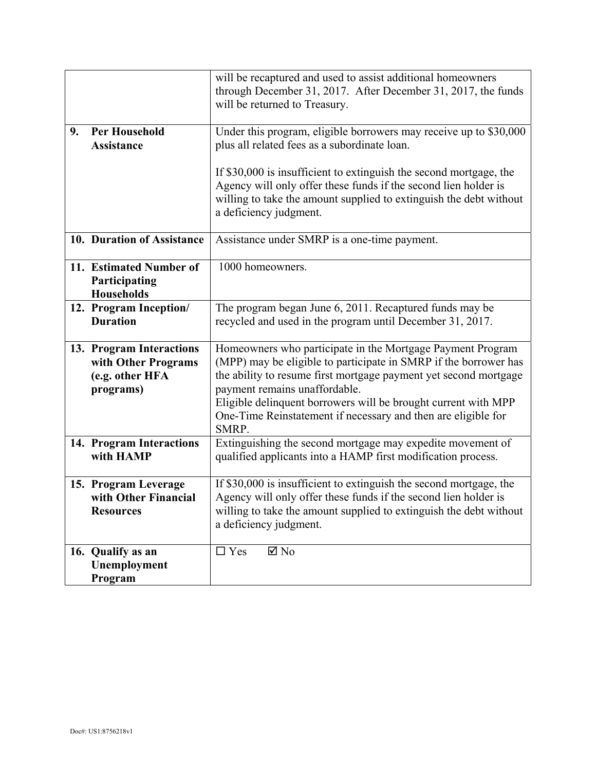| | |
|---|---|
| | will be recaptured and used to assist additional homeowners through December 31, 2017. After December 31, 2017, the funds will be returned to Treasury. |
| **9. Per Household Assistance** | Under this program, eligible borrowers may receive up to $30,000 plus all related fees as a subordinate loan.<br><br>If $30,000 is insufficient to extinguish the second mortgage, the Agency will only offer these funds if the second lien holder is willing to take the amount supplied to extinguish the debt without a deficiency judgment. |
| **10. Duration of Assistance** | Assistance under SMRP is a one-time payment. |
| **11. Estimated Number of Participating Households** | 1000 homeowners. |
| **12. Program Inception/ Duration** | The program began June 6, 2011. Recaptured funds may be recycled and used in the program until December 31, 2017. |
| **13. Program Interactions with Other Programs (e.g. other HFA programs)** | Homeowners who participate in the Mortgage Payment Program (MPP) may be eligible to participate in SMRP if the borrower has the ability to resume first mortgage payment yet second mortgage payment remains unaffordable.<br>Eligible delinquent borrowers will be brought current with MPP One-Time Reinstatement if necessary and then are eligible for SMRP. |
| **14. Program Interactions with HAMP** | Extinguishing the second mortgage may expedite movement of qualified applicants into a HAMP first modification process. |
| **15. Program Leverage with Other Financial Resources** | If $30,000 is insufficient to extinguish the second mortgage, the Agency will only offer these funds if the second lien holder is willing to take the amount supplied to extinguish the debt without a deficiency judgment. |
| **16. Qualify as an Unemployment Program** | ☐ Yes ☑ No |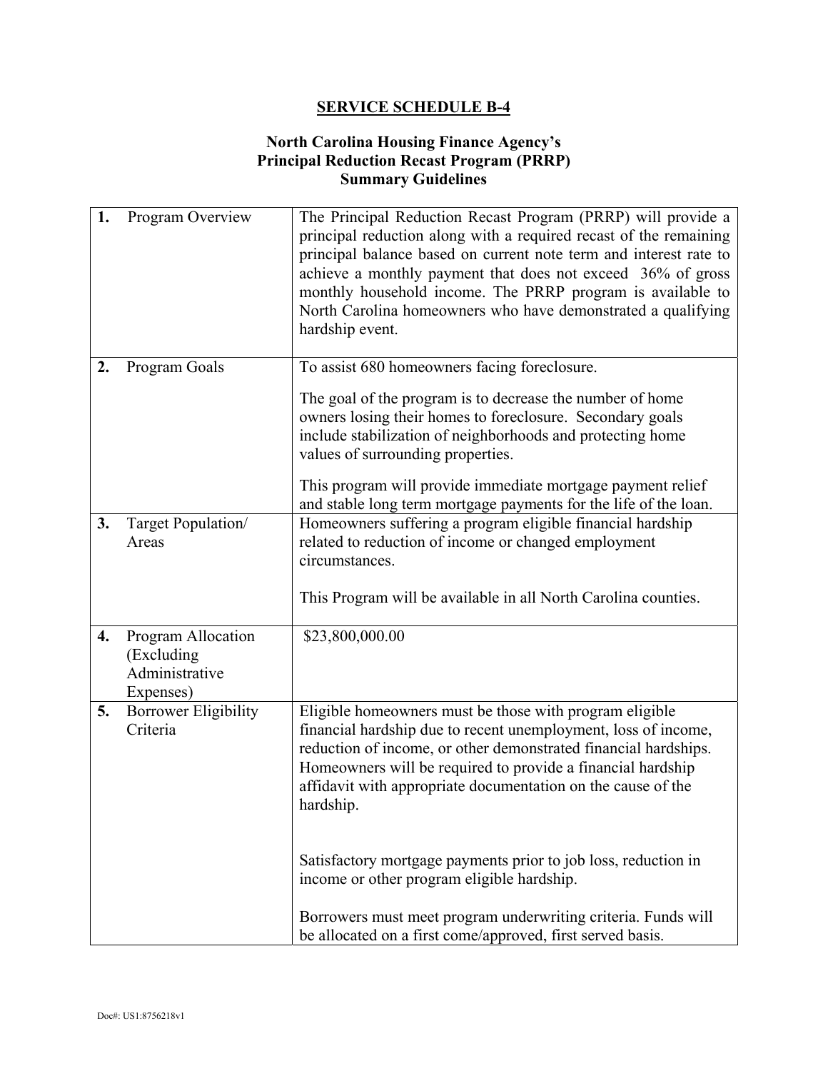## SERVICE SCHEDULE B-4

### North Carolina Housing Finance Agency's Principal Reduction Recast Program (PRRP) Summary Guidelines

| | |
|---|---|
| **1.** Program Overview | The Principal Reduction Recast Program (PRRP) will provide a principal reduction along with a required recast of the remaining principal balance based on current note term and interest rate to achieve a monthly payment that does not exceed 36% of gross monthly household income. The PRRP program is available to North Carolina homeowners who have demonstrated a qualifying hardship event. |
| **2.** Program Goals | To assist 680 homeowners facing foreclosure.<br><br>The goal of the program is to decrease the number of home owners losing their homes to foreclosure. Secondary goals include stabilization of neighborhoods and protecting home values of surrounding properties.<br><br>This program will provide immediate mortgage payment relief and stable long term mortgage payments for the life of the loan. |
| **3.** Target Population/ Areas | Homeowners suffering a program eligible financial hardship related to reduction of income or changed employment circumstances.<br><br>This Program will be available in all North Carolina counties. |
| **4.** Program Allocation (Excluding Administrative Expenses) | $23,800,000.00 |
| **5.** Borrower Eligibility Criteria | Eligible homeowners must be those with program eligible financial hardship due to recent unemployment, loss of income, reduction of income, or other demonstrated financial hardships. Homeowners will be required to provide a financial hardship affidavit with appropriate documentation on the cause of the hardship.<br><br>Satisfactory mortgage payments prior to job loss, reduction in income or other program eligible hardship.<br><br>Borrowers must meet program underwriting criteria. Funds will be allocated on a first come/approved, first served basis. |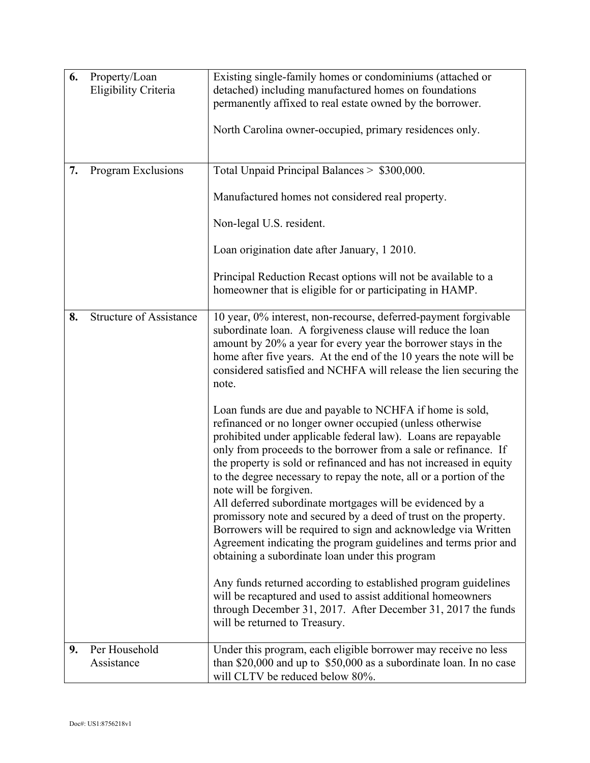| | | |
|---|---|---|
| **6.** | Property/Loan Eligibility Criteria | Existing single-family homes or condominiums (attached or detached) including manufactured homes on foundations permanently affixed to real estate owned by the borrower.<br><br>North Carolina owner-occupied, primary residences only. |
| **7.** | Program Exclusions | Total Unpaid Principal Balances > $300,000.<br><br>Manufactured homes not considered real property.<br><br>Non-legal U.S. resident.<br><br>Loan origination date after January, 1 2010.<br><br>Principal Reduction Recast options will not be available to a homeowner that is eligible for or participating in HAMP. |
| **8.** | Structure of Assistance | 10 year, 0% interest, non-recourse, deferred-payment forgivable subordinate loan. A forgiveness clause will reduce the loan amount by 20% a year for every year the borrower stays in the home after five years. At the end of the 10 years the note will be considered satisfied and NCHFA will release the lien securing the note.<br><br>Loan funds are due and payable to NCHFA if home is sold, refinanced or no longer owner occupied (unless otherwise prohibited under applicable federal law). Loans are repayable only from proceeds to the borrower from a sale or refinance. If the property is sold or refinanced and has not increased in equity to the degree necessary to repay the note, all or a portion of the note will be forgiven.<br>All deferred subordinate mortgages will be evidenced by a promissory note and secured by a deed of trust on the property. Borrowers will be required to sign and acknowledge via Written Agreement indicating the program guidelines and terms prior and obtaining a subordinate loan under this program<br><br>Any funds returned according to established program guidelines will be recaptured and used to assist additional homeowners through December 31, 2017. After December 31, 2017 the funds will be returned to Treasury. |
| **9.** | Per Household Assistance | Under this program, each eligible borrower may receive no less than $20,000 and up to $50,000 as a subordinate loan. In no case will CLTV be reduced below 80%. |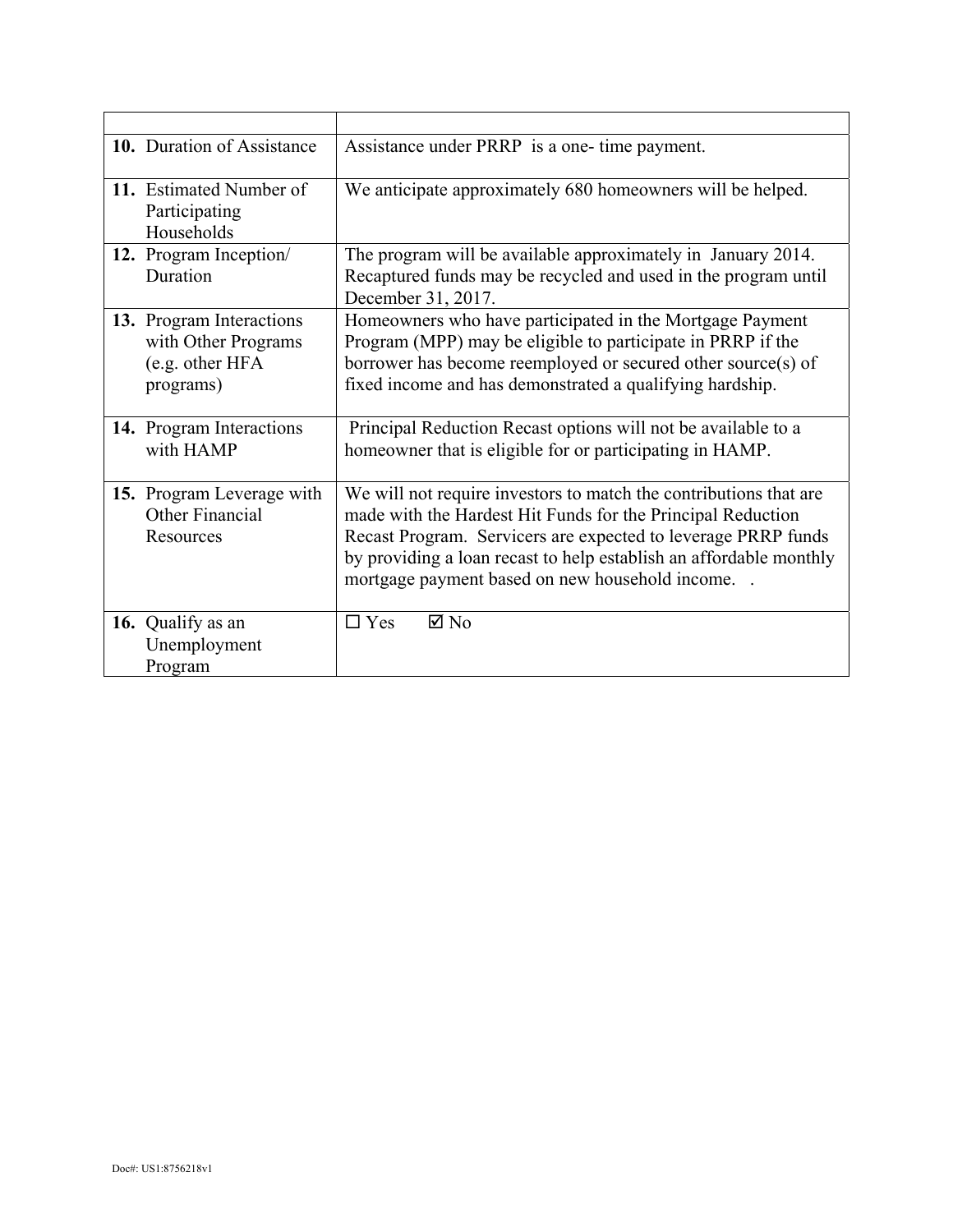| | |
|---|---|
| **10.** Duration of Assistance | Assistance under PRRP is a one- time payment. |
| **11.** Estimated Number of Participating Households | We anticipate approximately 680 homeowners will be helped. |
| **12.** Program Inception/ Duration | The program will be available approximately in January 2014. Recaptured funds may be recycled and used in the program until December 31, 2017. |
| **13.** Program Interactions with Other Programs (e.g. other HFA programs) | Homeowners who have participated in the Mortgage Payment Program (MPP) may be eligible to participate in PRRP if the borrower has become reemployed or secured other source(s) of fixed income and has demonstrated a qualifying hardship. |
| **14.** Program Interactions with HAMP | Principal Reduction Recast options will not be available to a homeowner that is eligible for or participating in HAMP. |
| **15.** Program Leverage with Other Financial Resources | We will not require investors to match the contributions that are made with the Hardest Hit Funds for the Principal Reduction Recast Program. Servicers are expected to leverage PRRP funds by providing a loan recast to help establish an affordable monthly mortgage payment based on new household income. . |
| **16.** Qualify as an Unemployment Program | ☐ Yes ☑ No |

Doc#: US1:8756218v1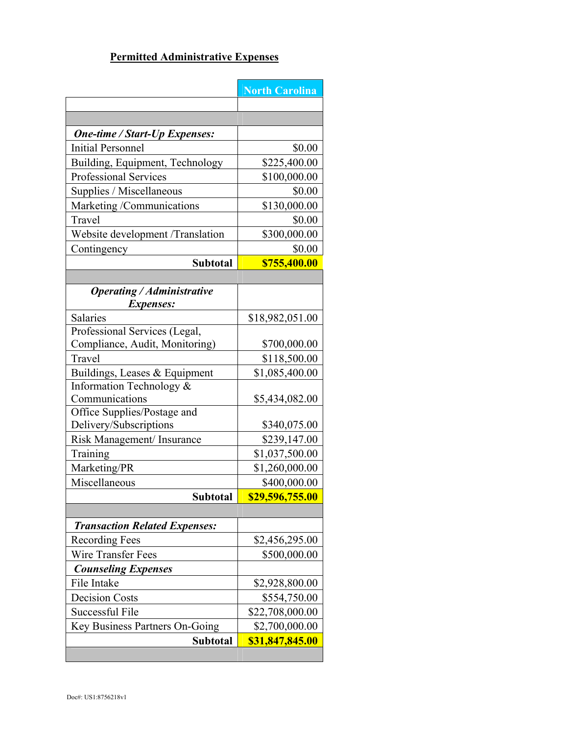**Permitted Administrative Expenses**

| | North Carolina |
|---|---|
| | |
| | |
| ***One-time / Start-Up Expenses:*** | |
| Initial Personnel | $0.00 |
| Building, Equipment, Technology | $225,400.00 |
| Professional Services | $100,000.00 |
| Supplies / Miscellaneous | $0.00 |
| Marketing /Communications | $130,000.00 |
| Travel | $0.00 |
| Website development /Translation | $300,000.00 |
| Contingency | $0.00 |
| **Subtotal** | **$755,400.00** |
| | |
| ***Operating / Administrative Expenses:*** | |
| Salaries | $18,982,051.00 |
| Professional Services (Legal, Compliance, Audit, Monitoring) | $700,000.00 |
| Travel | $118,500.00 |
| Buildings, Leases & Equipment | $1,085,400.00 |
| Information Technology & Communications | $5,434,082.00 |
| Office Supplies/Postage and Delivery/Subscriptions | $340,075.00 |
| Risk Management/ Insurance | $239,147.00 |
| Training | $1,037,500.00 |
| Marketing/PR | $1,260,000.00 |
| Miscellaneous | $400,000.00 |
| **Subtotal** | **$29,596,755.00** |
| | |
| ***Transaction Related Expenses:*** | |
| Recording Fees | $2,456,295.00 |
| Wire Transfer Fees | $500,000.00 |
| ***Counseling Expenses*** | |
| File Intake | $2,928,800.00 |
| Decision Costs | $554,750.00 |
| Successful File | $22,708,000.00 |
| Key Business Partners On-Going | $2,700,000.00 |
| **Subtotal** | **$31,847,845.00** |
| | |

Doc#: US1:8756218v1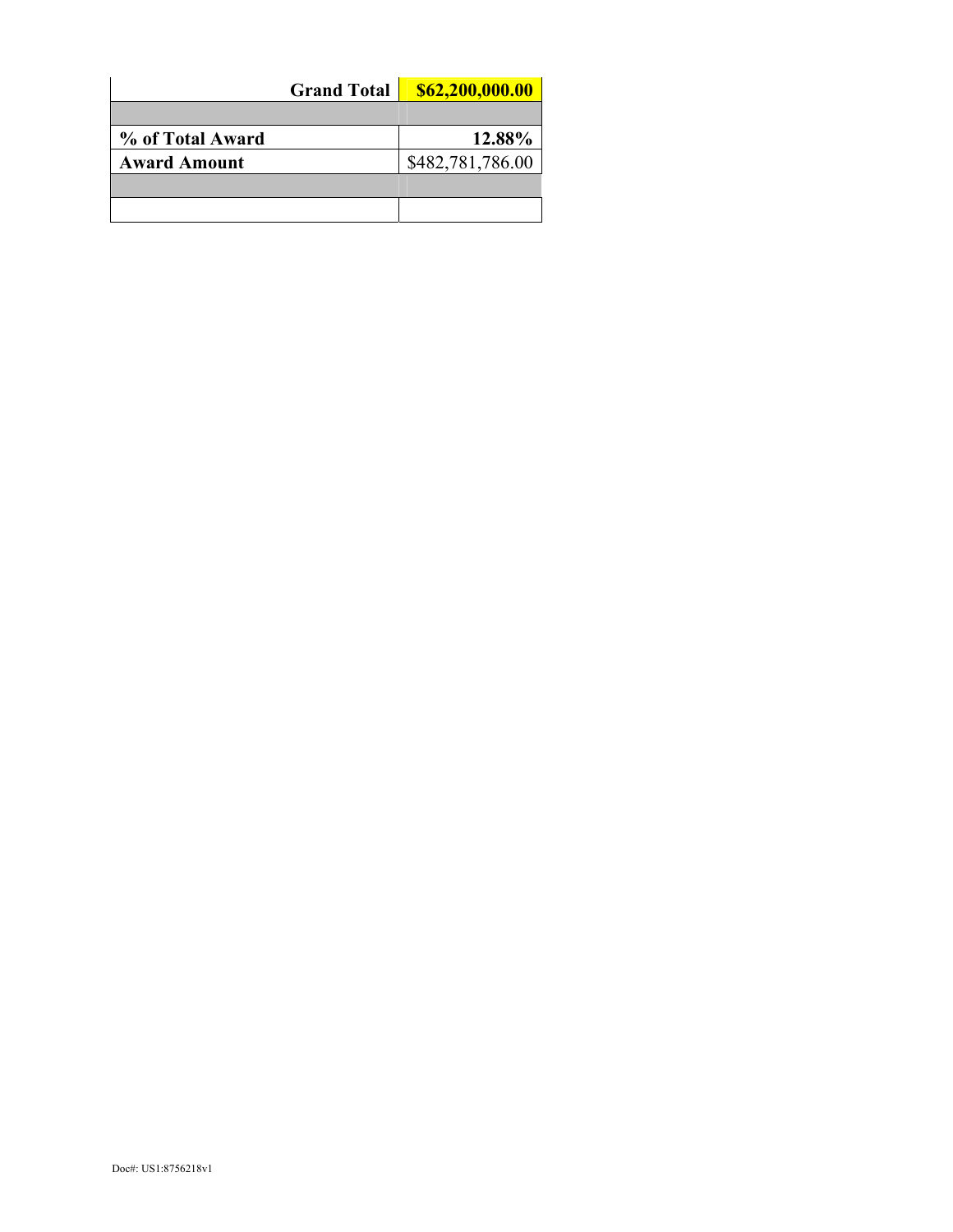| | |
|---|---|
| **Grand Total** | **$62,200,000.00** |
| | |
| **% of Total Award** | **12.88%** |
| **Award Amount** | $482,781,786.00 |
| | |
| | |

Doc#: US1:8756218v1